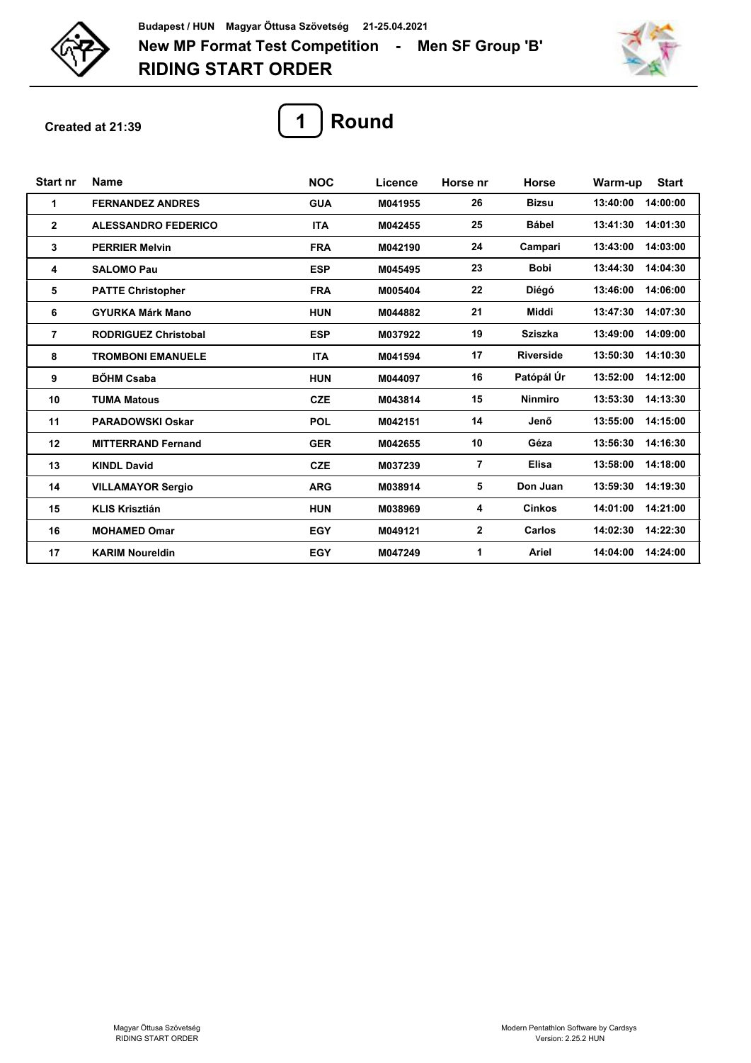Budapest / HUN Magyar Öttusa Szövetség 21-25.04.2021

# New MP Format Test Competition - Men SF Group 'B'

# RIDING START ORDER

Created at 21:39

## 1 Round

| Start nr | Name | NOC | Licence | Horse nr | Horse | Warm-up | Start |
|---|---|---|---|---|---|---|---|
| 1 | FERNANDEZ ANDRES | GUA | M041955 | 26 | Bizsu | 13:40:00 | 14:00:00 |
| 2 | ALESSANDRO FEDERICO | ITA | M042455 | 25 | Bábel | 13:41:30 | 14:01:30 |
| 3 | PERRIER Melvin | FRA | M042190 | 24 | Campari | 13:43:00 | 14:03:00 |
| 4 | SALOMO Pau | ESP | M045495 | 23 | Bobi | 13:44:30 | 14:04:30 |
| 5 | PATTE Christopher | FRA | M005404 | 22 | Diégó | 13:46:00 | 14:06:00 |
| 6 | GYURKA Márk Mano | HUN | M044882 | 21 | Middi | 13:47:30 | 14:07:30 |
| 7 | RODRIGUEZ Christobal | ESP | M037922 | 19 | Sziszka | 13:49:00 | 14:09:00 |
| 8 | TROMBONI EMANUELE | ITA | M041594 | 17 | Riverside | 13:50:30 | 14:10:30 |
| 9 | BŐHM Csaba | HUN | M044097 | 16 | Patópál Úr | 13:52:00 | 14:12:00 |
| 10 | TUMA Matous | CZE | M043814 | 15 | Ninmiro | 13:53:30 | 14:13:30 |
| 11 | PARADOWSKI Oskar | POL | M042151 | 14 | Jenő | 13:55:00 | 14:15:00 |
| 12 | MITTERRAND Fernand | GER | M042655 | 10 | Géza | 13:56:30 | 14:16:30 |
| 13 | KINDL David | CZE | M037239 | 7 | Elisa | 13:58:00 | 14:18:00 |
| 14 | VILLAMAYOR Sergio | ARG | M038914 | 5 | Don Juan | 13:59:30 | 14:19:30 |
| 15 | KLIS Krisztián | HUN | M038969 | 4 | Cinkos | 14:01:00 | 14:21:00 |
| 16 | MOHAMED Omar | EGY | M049121 | 2 | Carlos | 14:02:30 | 14:22:30 |
| 17 | KARIM Noureldin | EGY | M047249 | 1 | Ariel | 14:04:00 | 14:24:00 |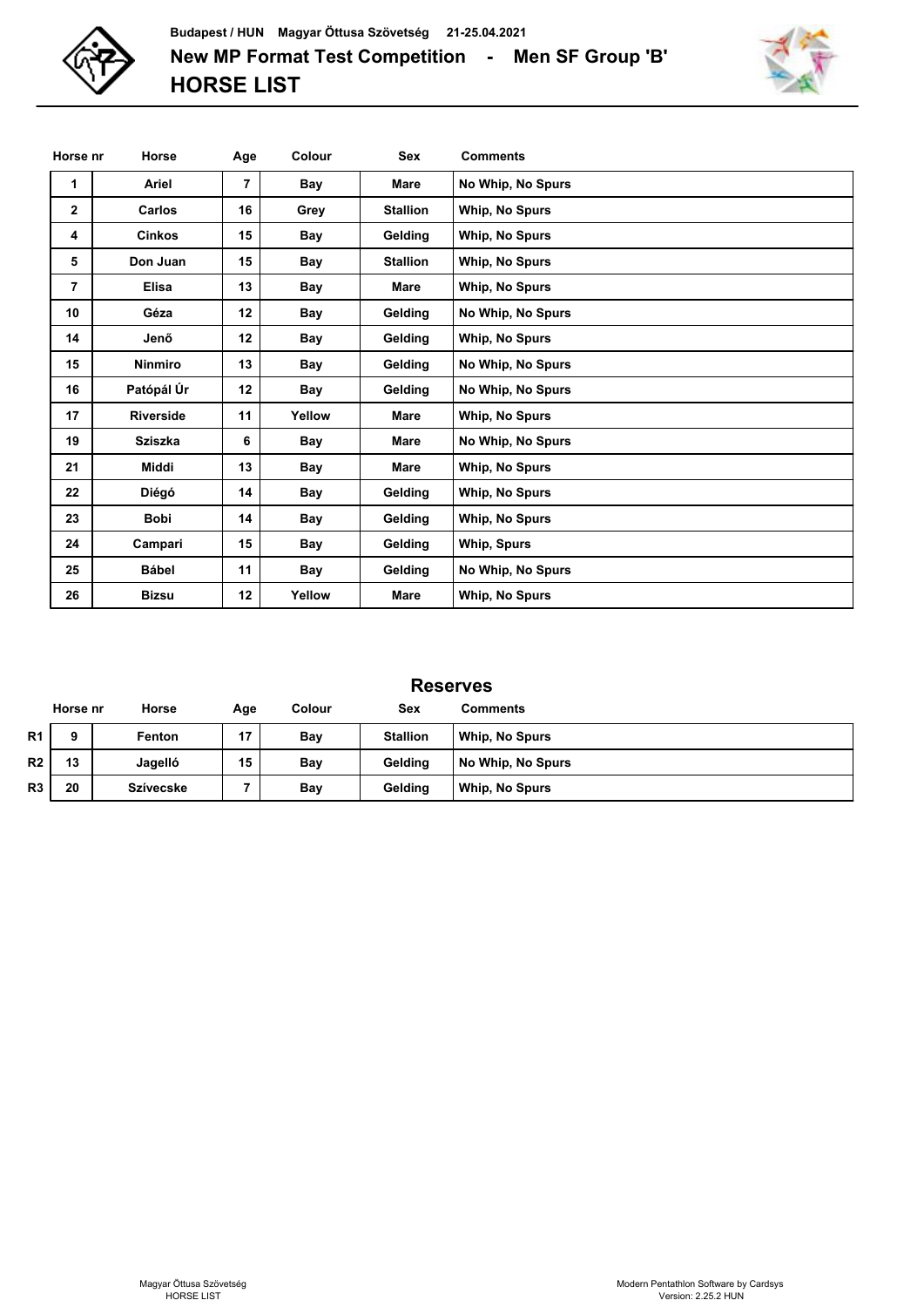Budapest / HUN Magyar Öttusa Szövetség 21-25.04.2021

# New MP Format Test Competition - Men SF Group 'B'

# HORSE LIST

| Horse nr | Horse | Age | Colour | Sex | Comments |
|---|---|---|---|---|---|
| 1 | Ariel | 7 | Bay | Mare | No Whip, No Spurs |
| 2 | Carlos | 16 | Grey | Stallion | Whip, No Spurs |
| 4 | Cinkos | 15 | Bay | Gelding | Whip, No Spurs |
| 5 | Don Juan | 15 | Bay | Stallion | Whip, No Spurs |
| 7 | Elisa | 13 | Bay | Mare | Whip, No Spurs |
| 10 | Géza | 12 | Bay | Gelding | No Whip, No Spurs |
| 14 | Jenő | 12 | Bay | Gelding | Whip, No Spurs |
| 15 | Ninmiro | 13 | Bay | Gelding | No Whip, No Spurs |
| 16 | Patópál Úr | 12 | Bay | Gelding | No Whip, No Spurs |
| 17 | Riverside | 11 | Yellow | Mare | Whip, No Spurs |
| 19 | Sziszka | 6 | Bay | Mare | No Whip, No Spurs |
| 21 | Middi | 13 | Bay | Mare | Whip, No Spurs |
| 22 | Diégó | 14 | Bay | Gelding | Whip, No Spurs |
| 23 | Bobi | 14 | Bay | Gelding | Whip, No Spurs |
| 24 | Campari | 15 | Bay | Gelding | Whip, Spurs |
| 25 | Bábel | 11 | Bay | Gelding | No Whip, No Spurs |
| 26 | Bizsu | 12 | Yellow | Mare | Whip, No Spurs |

## Reserves

| | Horse nr | Horse | Age | Colour | Sex | Comments |
|---|---|---|---|---|---|---|
| R1 | 9 | Fenton | 17 | Bay | Stallion | Whip, No Spurs |
| R2 | 13 | Jagelló | 15 | Bay | Gelding | No Whip, No Spurs |
| R3 | 20 | Szívecske | 7 | Bay | Gelding | Whip, No Spurs |